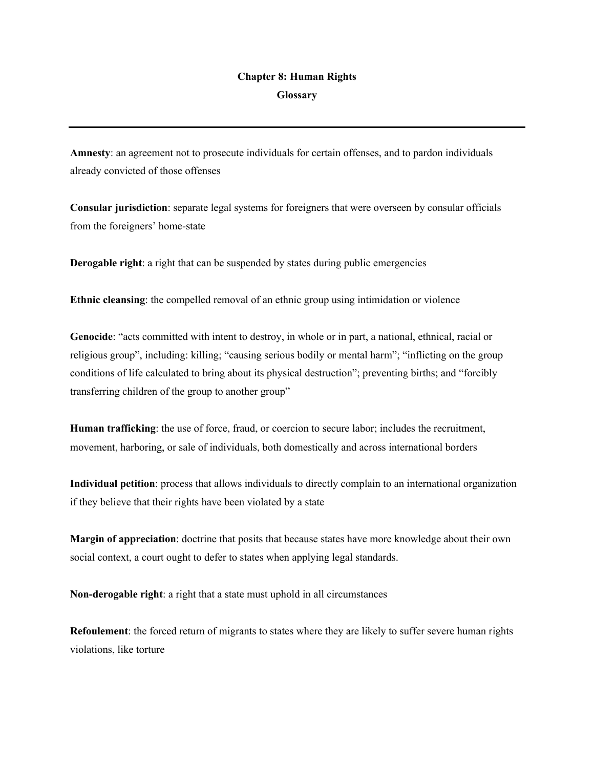# Chapter 8: Human Rights

## Glossary

---

**Amnesty**: an agreement not to prosecute individuals for certain offenses, and to pardon individuals already convicted of those offenses

**Consular jurisdiction**: separate legal systems for foreigners that were overseen by consular officials from the foreigners' home-state

**Derogable right**: a right that can be suspended by states during public emergencies

**Ethnic cleansing**: the compelled removal of an ethnic group using intimidation or violence

**Genocide**: "acts committed with intent to destroy, in whole or in part, a national, ethnical, racial or religious group", including: killing; "causing serious bodily or mental harm"; "inflicting on the group conditions of life calculated to bring about its physical destruction"; preventing births; and "forcibly transferring children of the group to another group"

**Human trafficking**: the use of force, fraud, or coercion to secure labor; includes the recruitment, movement, harboring, or sale of individuals, both domestically and across international borders

**Individual petition**: process that allows individuals to directly complain to an international organization if they believe that their rights have been violated by a state

**Margin of appreciation**: doctrine that posits that because states have more knowledge about their own social context, a court ought to defer to states when applying legal standards.

**Non-derogable right**: a right that a state must uphold in all circumstances

**Refoulement**: the forced return of migrants to states where they are likely to suffer severe human rights violations, like torture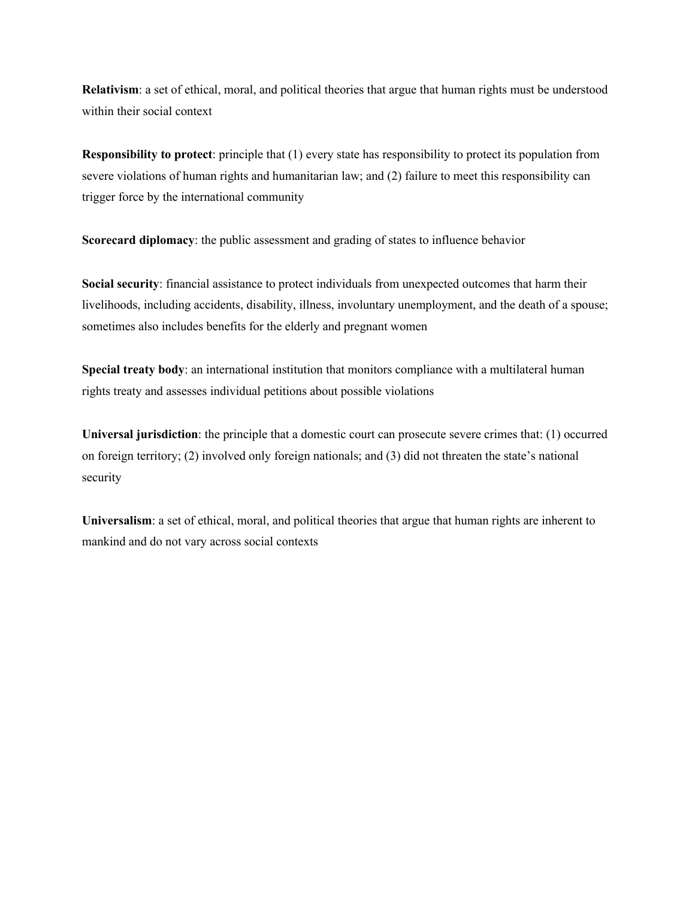**Relativism**: a set of ethical, moral, and political theories that argue that human rights must be understood within their social context

**Responsibility to protect**: principle that (1) every state has responsibility to protect its population from severe violations of human rights and humanitarian law; and (2) failure to meet this responsibility can trigger force by the international community

**Scorecard diplomacy**: the public assessment and grading of states to influence behavior

**Social security**: financial assistance to protect individuals from unexpected outcomes that harm their livelihoods, including accidents, disability, illness, involuntary unemployment, and the death of a spouse; sometimes also includes benefits for the elderly and pregnant women

**Special treaty body**: an international institution that monitors compliance with a multilateral human rights treaty and assesses individual petitions about possible violations

**Universal jurisdiction**: the principle that a domestic court can prosecute severe crimes that: (1) occurred on foreign territory; (2) involved only foreign nationals; and (3) did not threaten the state's national security

**Universalism**: a set of ethical, moral, and political theories that argue that human rights are inherent to mankind and do not vary across social contexts